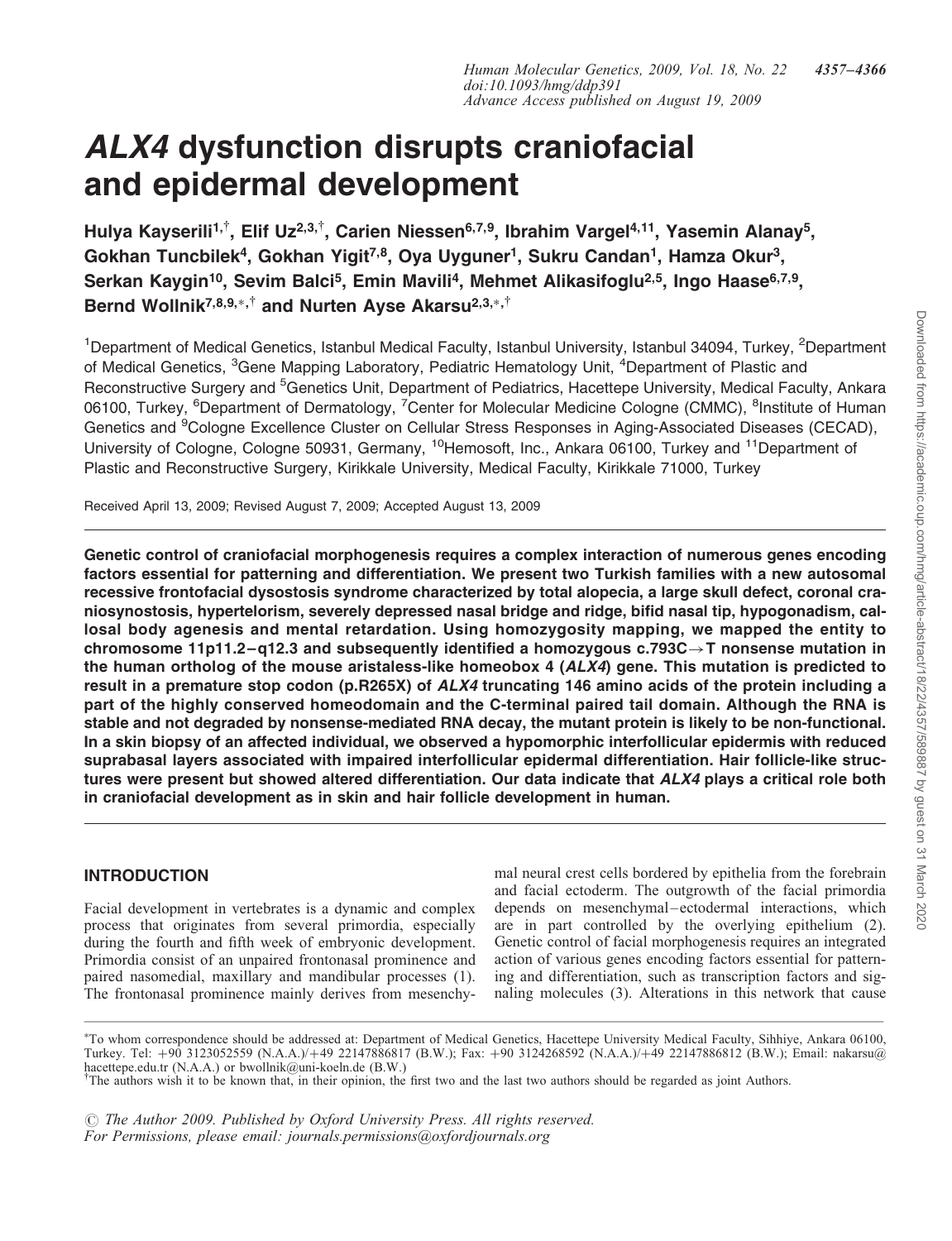# *ALX4* dysfunction disrupts craniofacial and epidermal development

**Hulya Kayserili[1,†], Elif Uz[2,3,†], Carien Niessen[6,7,9], Ibrahim Vargel[4,11], Yasemin Alanay[5], Gokhan Tuncbilek[4], Gokhan Yigit[7,8], Oya Uyguner[1], Sukru Candan[1], Hamza Okur[3], Serkan Kaygin[10], Sevim Balci[5], Emin Mavili[4], Mehmet Alikasifoglu[2,5], Ingo Haase[6,7,9], Bernd Wollnik[7,8,9,∗,†] and Nurten Ayse Akarsu[2,3,∗,†]**

[1]Department of Medical Genetics, Istanbul Medical Faculty, Istanbul University, Istanbul 34094, Turkey, [2]Department of Medical Genetics, [3]Gene Mapping Laboratory, Pediatric Hematology Unit, [4]Department of Plastic and Reconstructive Surgery and [5]Genetics Unit, Department of Pediatrics, Hacettepe University, Medical Faculty, Ankara 06100, Turkey, [6]Department of Dermatology, [7]Center for Molecular Medicine Cologne (CMMC), [8]Institute of Human Genetics and [9]Cologne Excellence Cluster on Cellular Stress Responses in Aging-Associated Diseases (CECAD), University of Cologne, Cologne 50931, Germany, [10]Hemosoft, Inc., Ankara 06100, Turkey and [11]Department of Plastic and Reconstructive Surgery, Kirikkale University, Medical Faculty, Kirikkale 71000, Turkey

Received April 13, 2009; Revised August 7, 2009; Accepted August 13, 2009

**Genetic control of craniofacial morphogenesis requires a complex interaction of numerous genes encoding factors essential for patterning and differentiation. We present two Turkish families with a new autosomal recessive frontofacial dysostosis syndrome characterized by total alopecia, a large skull defect, coronal craniosynostosis, hypertelorism, severely depressed nasal bridge and ridge, bifid nasal tip, hypogonadism, callosal body agenesis and mental retardation. Using homozygosity mapping, we mapped the entity to chromosome 11p11.2–q12.3 and subsequently identified a homozygous c.793C→T nonsense mutation in the human ortholog of the mouse aristaless-like homeobox 4 (*ALX4*) gene. This mutation is predicted to result in a premature stop codon (p.R265X) of *ALX4* truncating 146 amino acids of the protein including a part of the highly conserved homeodomain and the C-terminal paired tail domain. Although the RNA is stable and not degraded by nonsense-mediated RNA decay, the mutant protein is likely to be non-functional. In a skin biopsy of an affected individual, we observed a hypomorphic interfollicular epidermis with reduced suprabasal layers associated with impaired interfollicular epidermal differentiation. Hair follicle-like structures were present but showed altered differentiation. Our data indicate that *ALX4* plays a critical role both in craniofacial development as in skin and hair follicle development in human.**

## INTRODUCTION

Facial development in vertebrates is a dynamic and complex process that originates from several primordia, especially during the fourth and fifth week of embryonic development. Primordia consist of an unpaired frontonasal prominence and paired nasomedial, maxillary and mandibular processes (1). The frontonasal prominence mainly derives from mesenchymal neural crest cells bordered by epithelia from the forebrain and facial ectoderm. The outgrowth of the facial primordia depends on mesenchymal–ectodermal interactions, which are in part controlled by the overlying epithelium (2). Genetic control of facial morphogenesis requires an integrated action of various genes encoding factors essential for patterning and differentiation, such as transcription factors and signaling molecules (3). Alterations in this network that cause

∗To whom correspondence should be addressed at: Department of Medical Genetics, Hacettepe University Medical Faculty, Sihhiye, Ankara 06100, Turkey. Tel: +90 3123052559 (N.A.A.)/+49 22147886817 (B.W.); Fax: +90 3124268592 (N.A.A.)/+49 22147886812 (B.W.); Email: nakarsu@hacettepe.edu.tr (N.A.A.) or bwollnik@uni-koeln.de (B.W.)

†The authors wish it to be known that, in their opinion, the first two and the last two authors should be regarded as joint Authors.

© The Author 2009. Published by Oxford University Press. All rights reserved. For Permissions, please email: journals.permissions@oxfordjournals.org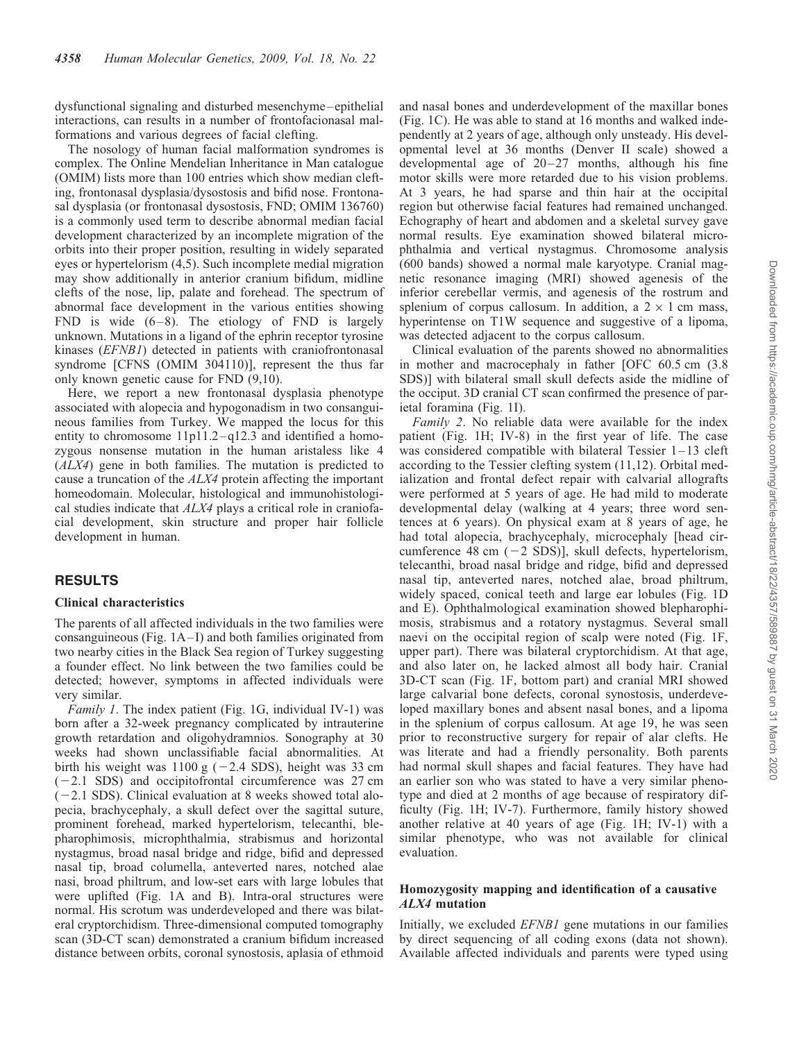dysfunctional signaling and disturbed mesenchyme–epithelial interactions, can results in a number of frontofacionasal malformations and various degrees of facial clefting.

The nosology of human facial malformation syndromes is complex. The Online Mendelian Inheritance in Man catalogue (OMIM) lists more than 100 entries which show median clefting, frontonasal dysplasia/dysostosis and bifid nose. Frontonasal dysplasia (or frontonasal dysostosis, FND; OMIM 136760) is a commonly used term to describe abnormal median facial development characterized by an incomplete migration of the orbits into their proper position, resulting in widely separated eyes or hypertelorism (4,5). Such incomplete medial migration may show additionally in anterior cranium bifidum, midline clefts of the nose, lip, palate and forehead. The spectrum of abnormal face development in the various entities showing FND is wide (6–8). The etiology of FND is largely unknown. Mutations in a ligand of the ephrin receptor tyrosine kinases (*EFNB1*) detected in patients with craniofrontonasal syndrome [CFNS (OMIM 304110)], represent the thus far only known genetic cause for FND (9,10).

Here, we report a new frontonasal dysplasia phenotype associated with alopecia and hypogonadism in two consanguineous families from Turkey. We mapped the locus for this entity to chromosome 11p11.2–q12.3 and identified a homozygous nonsense mutation in the human aristaless like 4 (*ALX4*) gene in both families. The mutation is predicted to cause a truncation of the *ALX4* protein affecting the important homeodomain. Molecular, histological and immunohistological studies indicate that *ALX4* plays a critical role in craniofacial development, skin structure and proper hair follicle development in human.

## RESULTS

### Clinical characteristics

The parents of all affected individuals in the two families were consanguineous (Fig. 1A–I) and both families originated from two nearby cities in the Black Sea region of Turkey suggesting a founder effect. No link between the two families could be detected; however, symptoms in affected individuals were very similar.

*Family 1*. The index patient (Fig. 1G, individual IV-1) was born after a 32-week pregnancy complicated by intrauterine growth retardation and oligohydramnios. Sonography at 30 weeks had shown unclassifiable facial abnormalities. At birth his weight was 1100 g (−2.4 SDS), height was 33 cm (−2.1 SDS) and occipitofrontal circumference was 27 cm (−2.1 SDS). Clinical evaluation at 8 weeks showed total alopecia, brachycephaly, a skull defect over the sagittal suture, prominent forehead, marked hypertelorism, telecanthi, blepharophimosis, microphthalmia, strabismus and horizontal nystagmus, broad nasal bridge and ridge, bifid and depressed nasal tip, broad columella, anteverted nares, notched alae nasi, broad philtrum, and low-set ears with large lobules that were uplifted (Fig. 1A and B). Intra-oral structures were normal. His scrotum was underdeveloped and there was bilateral cryptorchidism. Three-dimensional computed tomography scan (3D-CT scan) demonstrated a cranium bifidum increased distance between orbits, coronal synostosis, aplasia of ethmoid and nasal bones and underdevelopment of the maxillar bones (Fig. 1C). He was able to stand at 16 months and walked independently at 2 years of age, although only unsteady. His developmental level at 36 months (Denver II scale) showed a developmental age of 20–27 months, although his fine motor skills were more retarded due to his vision problems. At 3 years, he had sparse and thin hair at the occipital region but otherwise facial features had remained unchanged. Echography of heart and abdomen and a skeletal survey gave normal results. Eye examination showed bilateral microphthalmia and vertical nystagmus. Chromosome analysis (600 bands) showed a normal male karyotype. Cranial magnetic resonance imaging (MRI) showed agenesis of the inferior cerebellar vermis, and agenesis of the rostrum and splenium of corpus callosum. In addition, a $2 \times 1$ cm mass, hyperintense on T1W sequence and suggestive of a lipoma, was detected adjacent to the corpus callosum.

Clinical evaluation of the parents showed no abnormalities in mother and macrocephaly in father [OFC 60.5 cm (3.8 SDS)] with bilateral small skull defects aside the midline of the occiput. 3D cranial CT scan confirmed the presence of parietal foramina (Fig. 1I).

*Family 2*. No reliable data were available for the index patient (Fig. 1H; IV-8) in the first year of life. The case was considered compatible with bilateral Tessier 1–13 cleft according to the Tessier clefting system (11,12). Orbital medialization and frontal defect repair with calvarial allografts were performed at 5 years of age. He had mild to moderate developmental delay (walking at 4 years; three word sentences at 6 years). On physical exam at 8 years of age, he had total alopecia, brachycephaly, microcephaly [head circumference 48 cm (−2 SDS)], skull defects, hypertelorism, telecanthi, broad nasal bridge and ridge, bifid and depressed nasal tip, anteverted nares, notched alae, broad philtrum, widely spaced, conical teeth and large ear lobules (Fig. 1D and E). Ophthalmological examination showed blepharophimosis, strabismus and a rotatory nystagmus. Several small naevi on the occipital region of scalp were noted (Fig. 1F, upper part). There was bilateral cryptorchidism. At that age, and also later on, he lacked almost all body hair. Cranial 3D-CT scan (Fig. 1F, bottom part) and cranial MRI showed large calvarial bone defects, coronal synostosis, underdeveloped maxillary bones and absent nasal bones, and a lipoma in the splenium of corpus callosum. At age 19, he was seen prior to reconstructive surgery for repair of alar clefts. He was literate and had a friendly personality. Both parents had normal skull shapes and facial features. They have had an earlier son who was stated to have a very similar phenotype and died at 2 months of age because of respiratory difficulty (Fig. 1H; IV-7). Furthermore, family history showed another relative at 40 years of age (Fig. 1H; IV-1) with a similar phenotype, who was not available for clinical evaluation.

### Homozygosity mapping and identification of a causative *ALX4* mutation

Initially, we excluded *EFNB1* gene mutations in our families by direct sequencing of all coding exons (data not shown). Available affected individuals and parents were typed using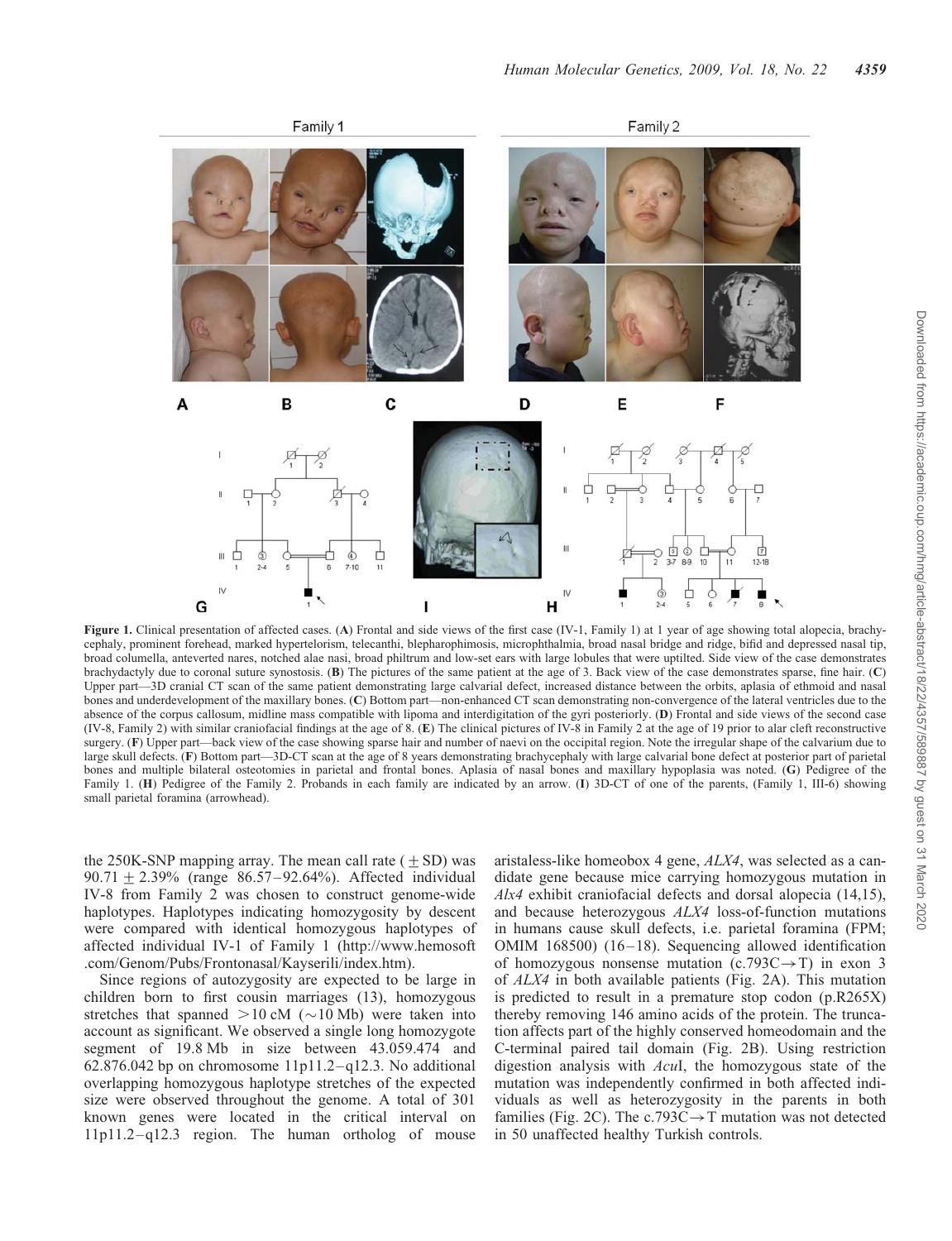**Figure 1.** Clinical presentation of affected cases. (**A**) Frontal and side views of the first case (IV-1, Family 1) at 1 year of age showing total alopecia, brachycephaly, prominent forehead, marked hypertelorism, telecanthi, blepharophimosis, microphthalmia, broad nasal bridge and ridge, bifid and depressed nasal tip, broad columella, anteverted nares, notched alae nasi, broad philtrum and low-set ears with large lobules that were uptilted. Side view of the case demonstrates brachydactyly due to coronal suture synostosis. (**B**) The pictures of the same patient at the age of 3. Back view of the case demonstrates sparse, fine hair. (**C**) Upper part—3D cranial CT scan of the same patient demonstrating large calvarial defect, increased distance between the orbits, aplasia of ethmoid and nasal bones and underdevelopment of the maxillary bones. (**C**) Bottom part—non-enhanced CT scan demonstrating non-convergence of the lateral ventricles due to the absence of the corpus callosum, midline mass compatible with lipoma and interdigitation of the gyri posteriorly. (**D**) Frontal and side views of the second case (IV-8, Family 2) with similar craniofacial findings at the age of 8. (**E**) The clinical pictures of IV-8 in Family 2 at the age of 19 prior to alar cleft reconstructive surgery. (**F**) Upper part—back view of the case showing sparse hair and number of naevi on the occipital region. Note the irregular shape of the calvarium due to large skull defects. (**F**) Bottom part—3D-CT scan at the age of 8 years demonstrating brachycephaly with large calvarial bone defect at posterior part of parietal bones and multiple bilateral osteotomies in parietal and frontal bones. Aplasia of nasal bones and maxillary hypoplasia was noted. (**G**) Pedigree of the Family 1. (**H**) Pedigree of the Family 2. Probands in each family are indicated by an arrow. (**I**) 3D-CT of one of the parents, (Family 1, III-6) showing small parietal foramina (arrowhead).

the 250K-SNP mapping array. The mean call rate ($\pm$ SD) was $90.71 \pm 2.39\%$ (range 86.57–92.64%). Affected individual IV-8 from Family 2 was chosen to construct genome-wide haplotypes. Haplotypes indicating homozygosity by descent were compared with identical homozygous haplotypes of affected individual IV-1 of Family 1 (http://www.hemosoft.com/Genom/Pubs/Frontonasal/Kayserili/index.htm).

Since regions of autozygosity are expected to be large in children born to first cousin marriages (13), homozygous stretches that spanned $>10$ cM ($\sim$10 Mb) were taken into account as significant. We observed a single long homozygote segment of 19.8 Mb in size between 43.059.474 and 62.876.042 bp on chromosome 11p11.2–q12.3. No additional overlapping homozygous haplotype stretches of the expected size were observed throughout the genome. A total of 301 known genes were located in the critical interval on 11p11.2–q12.3 region. The human ortholog of mouse aristaless-like homeobox 4 gene, *ALX4*, was selected as a candidate gene because mice carrying homozygous mutation in *Alx4* exhibit craniofacial defects and dorsal alopecia (14,15), and because heterozygous *ALX4* loss-of-function mutations in humans cause skull defects, i.e. parietal foramina (FPM; OMIM 168500) (16–18). Sequencing allowed identification of homozygous nonsense mutation (c.793C→T) in exon 3 of *ALX4* in both available patients (Fig. 2A). This mutation is predicted to result in a premature stop codon (p.R265X) thereby removing 146 amino acids of the protein. The truncation affects part of the highly conserved homeodomain and the C-terminal paired tail domain (Fig. 2B). Using restriction digestion analysis with *Acu*I, the homozygous state of the mutation was independently confirmed in both affected individuals as well as heterozygosity in the parents in both families (Fig. 2C). The c.793C→T mutation was not detected in 50 unaffected healthy Turkish controls.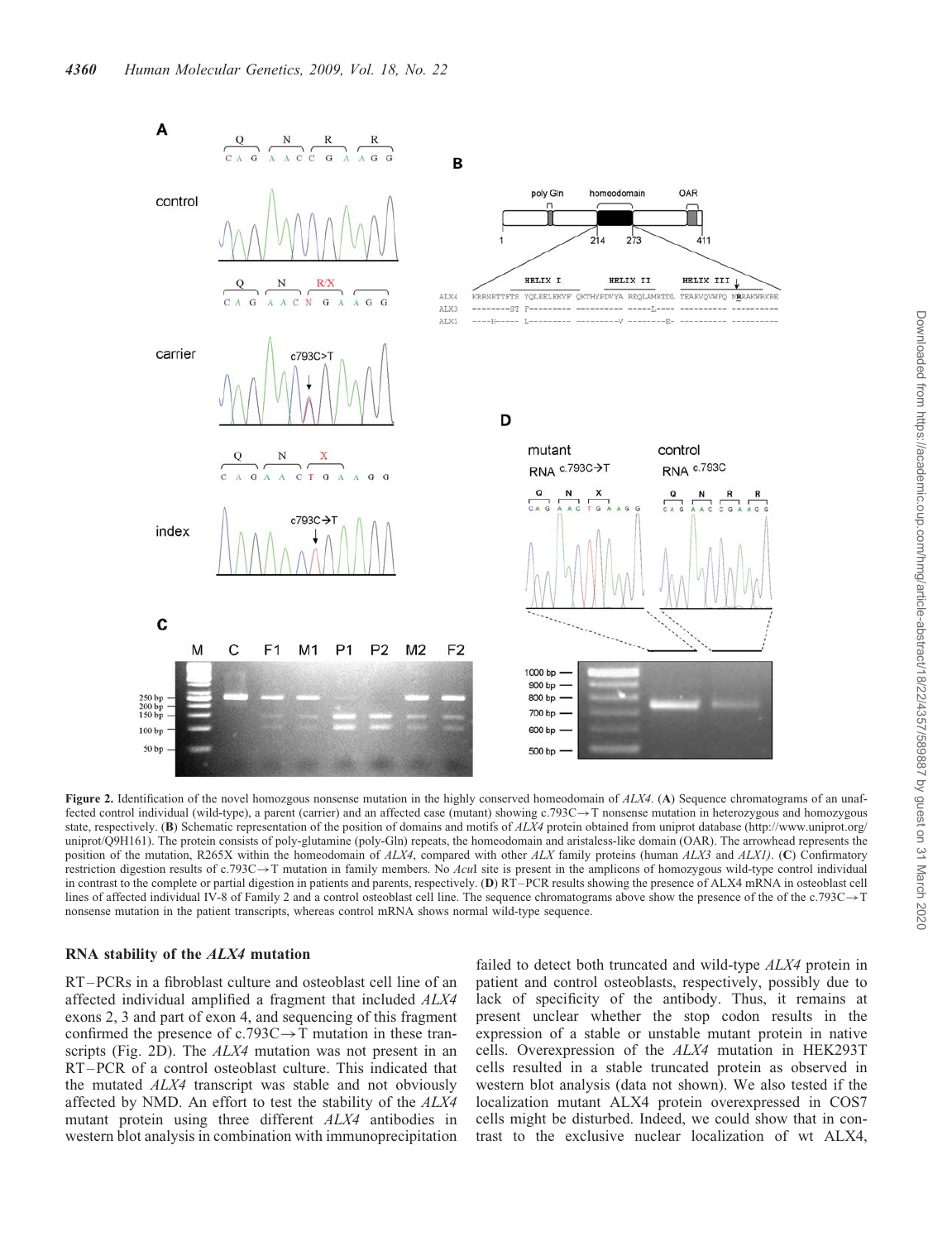**Figure 2.** Identification of the novel homozgous nonsense mutation in the highly conserved homeodomain of *ALX4*. (**A**) Sequence chromatograms of an unaffected control individual (wild-type), a parent (carrier) and an affected case (mutant) showing c.793C→T nonsense mutation in heterozygous and homozygous state, respectively. (**B**) Schematic representation of the position of domains and motifs of *ALX4* protein obtained from uniprot database (http://www.uniprot.org/uniprot/Q9H161). The protein consists of poly-glutamine (poly-Gln) repeats, the homeodomain and aristaless-like domain (OAR). The arrowhead represents the position of the mutation, R265X within the homeodomain of *ALX4*, compared with other *ALX* family proteins (human *ALX3* and *ALX1)*. (**C**) Confirmatory restriction digestion results of c.793C→T mutation in family members. No *Acu*I site is present in the amplicons of homozygous wild-type control individual in contrast to the complete or partial digestion in patients and parents, respectively. (**D**) RT–PCR results showing the presence of ALX4 mRNA in osteoblast cell lines of affected individual IV-8 of Family 2 and a control osteoblast cell line. The sequence chromatograms above show the presence of the of the c.793C→T nonsense mutation in the patient transcripts, whereas control mRNA shows normal wild-type sequence.

### RNA stability of the *ALX4* mutation

RT–PCRs in a fibroblast culture and osteoblast cell line of an affected individual amplified a fragment that included *ALX4* exons 2, 3 and part of exon 4, and sequencing of this fragment confirmed the presence of c.793C→T mutation in these transcripts (Fig. 2D). The *ALX4* mutation was not present in an RT–PCR of a control osteoblast culture. This indicated that the mutated *ALX4* transcript was stable and not obviously affected by NMD. An effort to test the stability of the *ALX4* mutant protein using three different *ALX4* antibodies in western blot analysis in combination with immunoprecipitation failed to detect both truncated and wild-type *ALX4* protein in patient and control osteoblasts, respectively, possibly due to lack of specificity of the antibody. Thus, it remains at present unclear whether the stop codon results in the expression of a stable or unstable mutant protein in native cells. Overexpression of the *ALX4* mutation in HEK293T cells resulted in a stable truncated protein as observed in western blot analysis (data not shown). We also tested if the localization mutant ALX4 protein overexpressed in COS7 cells might be disturbed. Indeed, we could show that in contrast to the exclusive nuclear localization of wt ALX4,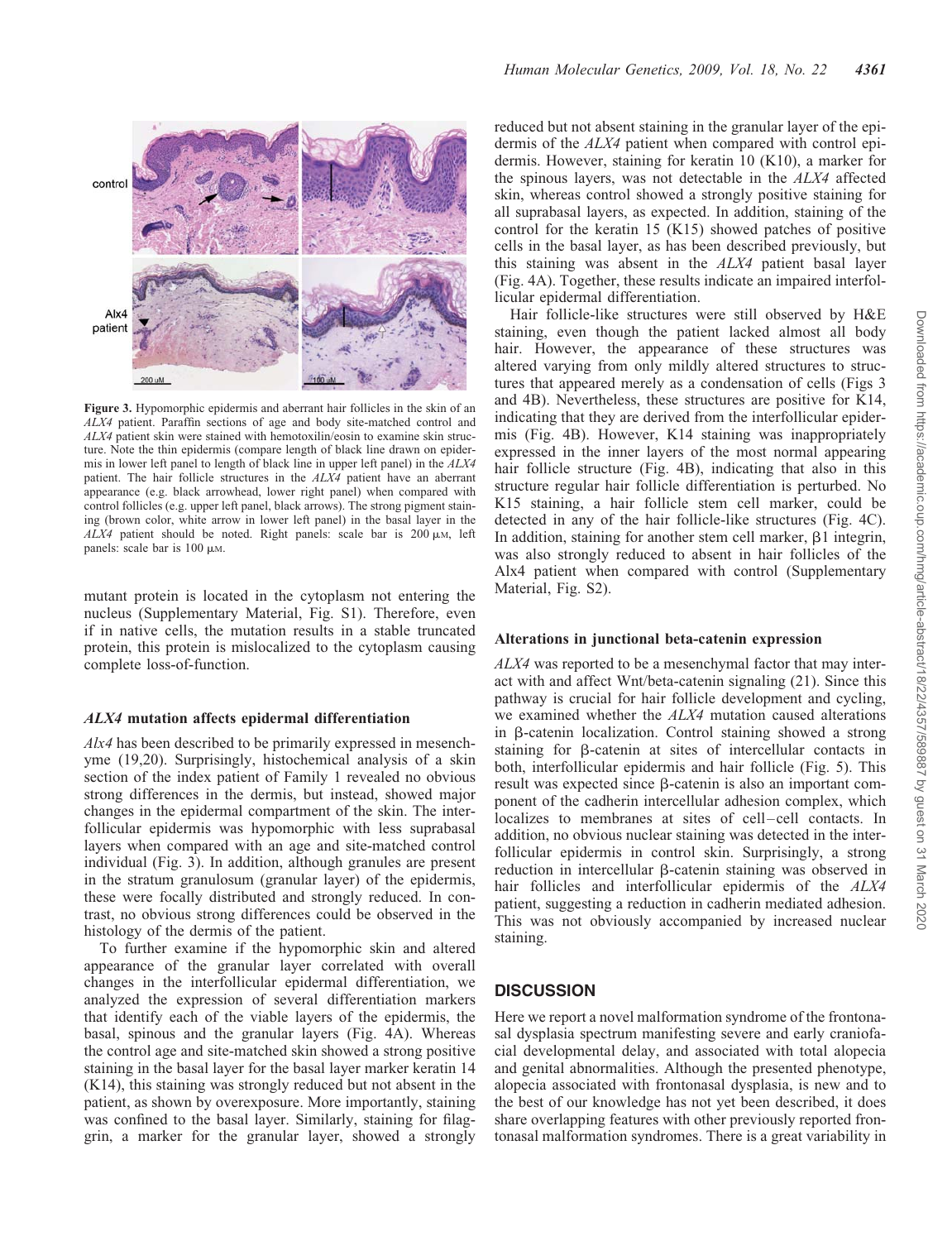**Figure 3.** Hypomorphic epidermis and aberrant hair follicles in the skin of an *ALX4* patient. Paraffin sections of age and body site-matched control and *ALX4* patient skin were stained with hemotoxilin/eosin to examine skin structure. Note the thin epidermis (compare length of black line drawn on epidermis in lower left panel to length of black line in upper left panel) in the *ALX4* patient. The hair follicle structures in the *ALX4* patient have an aberrant appearance (e.g. black arrowhead, lower right panel) when compared with control follicles (e.g. upper left panel, black arrows). The strong pigment staining (brown color, white arrow in lower left panel) in the basal layer in the *ALX4* patient should be noted. Right panels: scale bar is 200 μM, left panels: scale bar is 100 μM.

mutant protein is located in the cytoplasm not entering the nucleus (Supplementary Material, Fig. S1). Therefore, even if in native cells, the mutation results in a stable truncated protein, this protein is mislocalized to the cytoplasm causing complete loss-of-function.

### *ALX4* mutation affects epidermal differentiation

*Alx4* has been described to be primarily expressed in mesenchyme (19,20). Surprisingly, histochemical analysis of a skin section of the index patient of Family 1 revealed no obvious strong differences in the dermis, but instead, showed major changes in the epidermal compartment of the skin. The interfollicular epidermis was hypomorphic with less suprabasal layers when compared with an age and site-matched control individual (Fig. 3). In addition, although granules are present in the stratum granulosum (granular layer) of the epidermis, these were focally distributed and strongly reduced. In contrast, no obvious strong differences could be observed in the histology of the dermis of the patient.

To further examine if the hypomorphic skin and altered appearance of the granular layer correlated with overall changes in the interfollicular epidermal differentiation, we analyzed the expression of several differentiation markers that identify each of the viable layers of the epidermis, the basal, spinous and the granular layers (Fig. 4A). Whereas the control age and site-matched skin showed a strong positive staining in the basal layer for the basal layer marker keratin 14 (K14), this staining was strongly reduced but not absent in the patient, as shown by overexposure. More importantly, staining was confined to the basal layer. Similarly, staining for filaggrin, a marker for the granular layer, showed a strongly reduced but not absent staining in the granular layer of the epidermis of the *ALX4* patient when compared with control epidermis. However, staining for keratin 10 (K10), a marker for the spinous layers, was not detectable in the *ALX4* affected skin, whereas control showed a strongly positive staining for all suprabasal layers, as expected. In addition, staining of the control for the keratin 15 (K15) showed patches of positive cells in the basal layer, as has been described previously, but this staining was absent in the *ALX4* patient basal layer (Fig. 4A). Together, these results indicate an impaired interfollicular epidermal differentiation.

Hair follicle-like structures were still observed by H&E staining, even though the patient lacked almost all body hair. However, the appearance of these structures was altered varying from only mildly altered structures to structures that appeared merely as a condensation of cells (Figs 3 and 4B). Nevertheless, these structures are positive for K14, indicating that they are derived from the interfollicular epidermis (Fig. 4B). However, K14 staining was inappropriately expressed in the inner layers of the most normal appearing hair follicle structure (Fig. 4B), indicating that also in this structure regular hair follicle differentiation is perturbed. No K15 staining, a hair follicle stem cell marker, could be detected in any of the hair follicle-like structures (Fig. 4C). In addition, staining for another stem cell marker, β1 integrin, was also strongly reduced to absent in hair follicles of the Alx4 patient when compared with control (Supplementary Material, Fig. S2).

### Alterations in junctional beta-catenin expression

*ALX4* was reported to be a mesenchymal factor that may interact with and affect Wnt/beta-catenin signaling (21). Since this pathway is crucial for hair follicle development and cycling, we examined whether the *ALX4* mutation caused alterations in β-catenin localization. Control staining showed a strong staining for β-catenin at sites of intercellular contacts in both, interfollicular epidermis and hair follicle (Fig. 5). This result was expected since β-catenin is also an important component of the cadherin intercellular adhesion complex, which localizes to membranes at sites of cell–cell contacts. In addition, no obvious nuclear staining was detected in the interfollicular epidermis in control skin. Surprisingly, a strong reduction in intercellular β-catenin staining was observed in hair follicles and interfollicular epidermis of the *ALX4* patient, suggesting a reduction in cadherin mediated adhesion. This was not obviously accompanied by increased nuclear staining.

## DISCUSSION

Here we report a novel malformation syndrome of the frontonasal dysplasia spectrum manifesting severe and early craniofacial developmental delay, and associated with total alopecia and genital abnormalities. Although the presented phenotype, alopecia associated with frontonasal dysplasia, is new and to the best of our knowledge has not yet been described, it does share overlapping features with other previously reported frontonasal malformation syndromes. There is a great variability in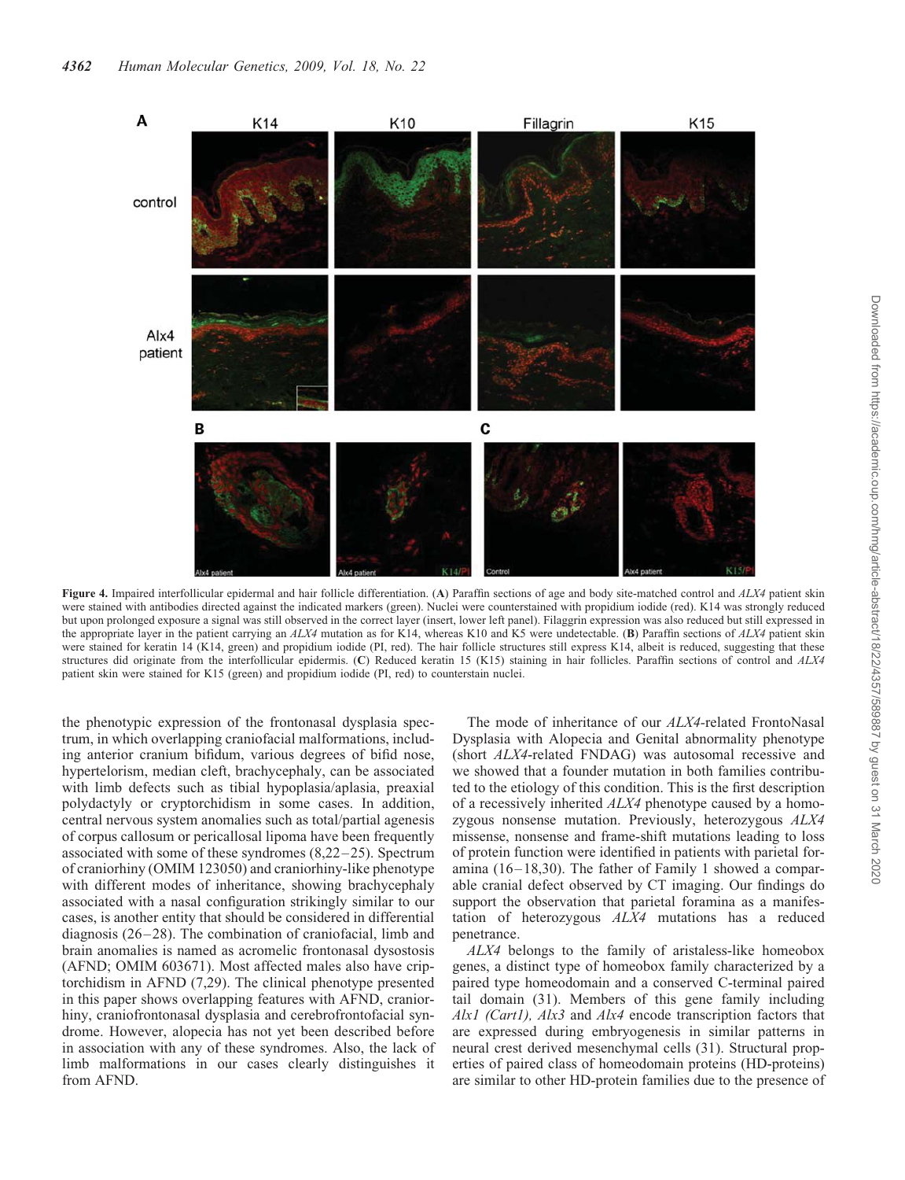**Figure 4.** Impaired interfollicular epidermal and hair follicle differentiation. (**A**) Paraffin sections of age and body site-matched control and *ALX4* patient skin were stained with antibodies directed against the indicated markers (green). Nuclei were counterstained with propidium iodide (red). K14 was strongly reduced but upon prolonged exposure a signal was still observed in the correct layer (insert, lower left panel). Filaggrin expression was also reduced but still expressed in the appropriate layer in the patient carrying an *ALX4* mutation as for K14, whereas K10 and K5 were undetectable. (**B**) Paraffin sections of *ALX4* patient skin were stained for keratin 14 (K14, green) and propidium iodide (PI, red). The hair follicle structures still express K14, albeit is reduced, suggesting that these structures did originate from the interfollicular epidermis. (**C**) Reduced keratin 15 (K15) staining in hair follicles. Paraffin sections of control and *ALX4* patient skin were stained for K15 (green) and propidium iodide (PI, red) to counterstain nuclei.

the phenotypic expression of the frontonasal dysplasia spectrum, in which overlapping craniofacial malformations, including anterior cranium bifidum, various degrees of bifid nose, hypertelorism, median cleft, brachycephaly, can be associated with limb defects such as tibial hypoplasia/aplasia, preaxial polydactyly or cryptorchidism in some cases. In addition, central nervous system anomalies such as total/partial agenesis of corpus callosum or pericallosal lipoma have been frequently associated with some of these syndromes (8,22–25). Spectrum of craniorhiny (OMIM 123050) and craniorhiny-like phenotype with different modes of inheritance, showing brachycephaly associated with a nasal configuration strikingly similar to our cases, is another entity that should be considered in differential diagnosis (26–28). The combination of craniofacial, limb and brain anomalies is named as acromelic frontonasal dysostosis (AFND; OMIM 603671). Most affected males also have criptorchidism in AFND (7,29). The clinical phenotype presented in this paper shows overlapping features with AFND, craniorhiny, craniofrontonasal dysplasia and cerebrofrontofacial syndrome. However, alopecia has not yet been described before in association with any of these syndromes. Also, the lack of limb malformations in our cases clearly distinguishes it from AFND.

The mode of inheritance of our *ALX4*-related FrontoNasal Dysplasia with Alopecia and Genital abnormality phenotype (short *ALX4*-related FNDAG) was autosomal recessive and we showed that a founder mutation in both families contributed to the etiology of this condition. This is the first description of a recessively inherited *ALX4* phenotype caused by a homozygous nonsense mutation. Previously, heterozygous *ALX4* missense, nonsense and frame-shift mutations leading to loss of protein function were identified in patients with parietal foramina (16–18,30). The father of Family 1 showed a comparable cranial defect observed by CT imaging. Our findings do support the observation that parietal foramina as a manifestation of heterozygous *ALX4* mutations has a reduced penetrance.

*ALX4* belongs to the family of aristaless-like homeobox genes, a distinct type of homeobox family characterized by a paired type homeodomain and a conserved C-terminal paired tail domain (31). Members of this gene family including *Alx1 (Cart1), Alx3* and *Alx4* encode transcription factors that are expressed during embryogenesis in similar patterns in neural crest derived mesenchymal cells (31). Structural properties of paired class of homeodomain proteins (HD-proteins) are similar to other HD-protein families due to the presence of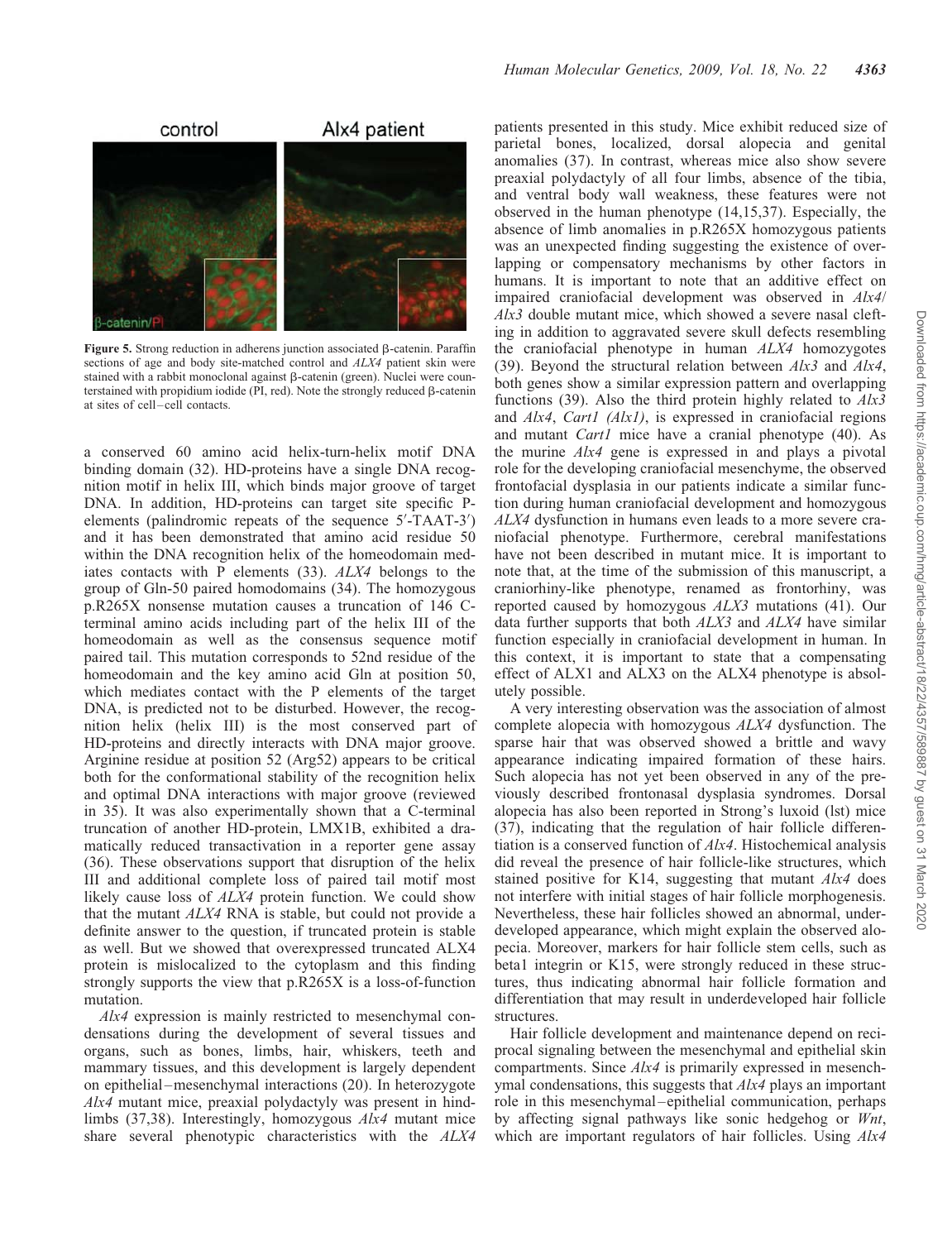Figure 5. Strong reduction in adherens junction associated β-catenin. Paraffin sections of age and body site-matched control and *ALX4* patient skin were stained with a rabbit monoclonal against β-catenin (green). Nuclei were counterstained with propidium iodide (PI, red). Note the strongly reduced β-catenin at sites of cell–cell contacts.

a conserved 60 amino acid helix-turn-helix motif DNA binding domain (32). HD-proteins have a single DNA recognition motif in helix III, which binds major groove of target DNA. In addition, HD-proteins can target site specific P-elements (palindromic repeats of the sequence 5′-TAAT-3′) and it has been demonstrated that amino acid residue 50 within the DNA recognition helix of the homeodomain mediates contacts with P elements (33). *ALX4* belongs to the group of Gln-50 paired homodomains (34). The homozygous p.R265X nonsense mutation causes a truncation of 146 C-terminal amino acids including part of the helix III of the homeodomain as well as the consensus sequence motif paired tail. This mutation corresponds to 52nd residue of the homeodomain and the key amino acid Gln at position 50, which mediates contact with the P elements of the target DNA, is predicted not to be disturbed. However, the recognition helix (helix III) is the most conserved part of HD-proteins and directly interacts with DNA major groove. Arginine residue at position 52 (Arg52) appears to be critical both for the conformational stability of the recognition helix and optimal DNA interactions with major groove (reviewed in 35). It was also experimentally shown that a C-terminal truncation of another HD-protein, LMX1B, exhibited a dramatically reduced transactivation in a reporter gene assay (36). These observations support that disruption of the helix III and additional complete loss of paired tail motif most likely cause loss of *ALX4* protein function. We could show that the mutant *ALX4* RNA is stable, but could not provide a definite answer to the question, if truncated protein is stable as well. But we showed that overexpressed truncated ALX4 protein is mislocalized to the cytoplasm and this finding strongly supports the view that p.R265X is a loss-of-function mutation.

*Alx4* expression is mainly restricted to mesenchymal condensations during the development of several tissues and organs, such as bones, limbs, hair, whiskers, teeth and mammary tissues, and this development is largely dependent on epithelial–mesenchymal interactions (20). In heterozygote *Alx4* mutant mice, preaxial polydactyly was present in hindlimbs (37,38). Interestingly, homozygous *Alx4* mutant mice share several phenotypic characteristics with the *ALX4* patients presented in this study. Mice exhibit reduced size of parietal bones, localized, dorsal alopecia and genital anomalies (37). In contrast, whereas mice also show severe preaxial polydactyly of all four limbs, absence of the tibia, and ventral body wall weakness, these features were not observed in the human phenotype (14,15,37). Especially, the absence of limb anomalies in p.R265X homozygous patients was an unexpected finding suggesting the existence of overlapping or compensatory mechanisms by other factors in humans. It is important to note that an additive effect on impaired craniofacial development was observed in *Alx4*/*Alx3* double mutant mice, which showed a severe nasal clefting in addition to aggravated severe skull defects resembling the craniofacial phenotype in human *ALX4* homozygotes (39). Beyond the structural relation between *Alx3* and *Alx4*, both genes show a similar expression pattern and overlapping functions (39). Also the third protein highly related to *Alx3* and *Alx4*, *Cart1 (Alx1)*, is expressed in craniofacial regions and mutant *Cart1* mice have a cranial phenotype (40). As the murine *Alx4* gene is expressed in and plays a pivotal role for the developing craniofacial mesenchyme, the observed frontofacial dysplasia in our patients indicate a similar function during human craniofacial development and homozygous *ALX4* dysfunction in humans even leads to a more severe craniofacial phenotype. Furthermore, cerebral manifestations have not been described in mutant mice. It is important to note that, at the time of the submission of this manuscript, a craniorhiny-like phenotype, renamed as frontorhiny, was reported caused by homozygous *ALX3* mutations (41). Our data further supports that both *ALX3* and *ALX4* have similar function especially in craniofacial development in human. In this context, it is important to state that a compensating effect of ALX1 and ALX3 on the ALX4 phenotype is absolutely possible.

A very interesting observation was the association of almost complete alopecia with homozygous *ALX4* dysfunction. The sparse hair that was observed showed a brittle and wavy appearance indicating impaired formation of these hairs. Such alopecia has not yet been observed in any of the previously described frontonasal dysplasia syndromes. Dorsal alopecia has also been reported in Strong's luxoid (lst) mice (37), indicating that the regulation of hair follicle differentiation is a conserved function of *Alx4*. Histochemical analysis did reveal the presence of hair follicle-like structures, which stained positive for K14, suggesting that mutant *Alx4* does not interfere with initial stages of hair follicle morphogenesis. Nevertheless, these hair follicles showed an abnormal, underdeveloped appearance, which might explain the observed alopecia. Moreover, markers for hair follicle stem cells, such as beta1 integrin or K15, were strongly reduced in these structures, thus indicating abnormal hair follicle formation and differentiation that may result in underdeveloped hair follicle structures.

Hair follicle development and maintenance depend on reciprocal signaling between the mesenchymal and epithelial skin compartments. Since *Alx4* is primarily expressed in mesenchymal condensations, this suggests that *Alx4* plays an important role in this mesenchymal–epithelial communication, perhaps by affecting signal pathways like sonic hedgehog or *Wnt*, which are important regulators of hair follicles. Using *Alx4*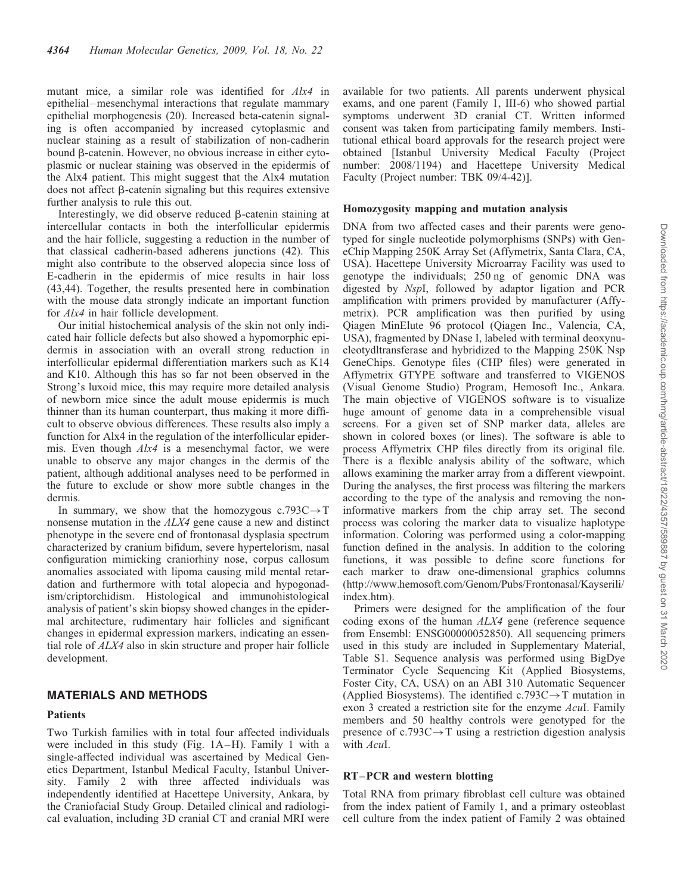mutant mice, a similar role was identified for *Alx4* in epithelial–mesenchymal interactions that regulate mammary epithelial morphogenesis (20). Increased beta-catenin signaling is often accompanied by increased cytoplasmic and nuclear staining as a result of stabilization of non-cadherin bound β-catenin. However, no obvious increase in either cytoplasmic or nuclear staining was observed in the epidermis of the Alx4 patient. This might suggest that the Alx4 mutation does not affect β-catenin signaling but this requires extensive further analysis to rule this out.

Interestingly, we did observe reduced β-catenin staining at intercellular contacts in both the interfollicular epidermis and the hair follicle, suggesting a reduction in the number of that classical cadherin-based adherens junctions (42). This might also contribute to the observed alopecia since loss of E-cadherin in the epidermis of mice results in hair loss (43,44). Together, the results presented here in combination with the mouse data strongly indicate an important function for *Alx4* in hair follicle development.

Our initial histochemical analysis of the skin not only indicated hair follicle defects but also showed a hypomorphic epidermis in association with an overall strong reduction in interfollicular epidermal differentiation markers such as K14 and K10. Although this has so far not been observed in the Strong's luxoid mice, this may require more detailed analysis of newborn mice since the adult mouse epidermis is much thinner than its human counterpart, thus making it more difficult to observe obvious differences. These results also imply a function for Alx4 in the regulation of the interfollicular epidermis. Even though *Alx4* is a mesenchymal factor, we were unable to observe any major changes in the dermis of the patient, although additional analyses need to be performed in the future to exclude or show more subtle changes in the dermis.

In summary, we show that the homozygous c.793C→T nonsense mutation in the *ALX4* gene cause a new and distinct phenotype in the severe end of frontonasal dysplasia spectrum characterized by cranium bifidum, severe hypertelorism, nasal configuration mimicking craniorhiny nose, corpus callosum anomalies associated with lipoma causing mild mental retardation and furthermore with total alopecia and hypogonadism/criptorchidism. Histological and immunohistological analysis of patient's skin biopsy showed changes in the epidermal architecture, rudimentary hair follicles and significant changes in epidermal expression markers, indicating an essential role of *ALX4* also in skin structure and proper hair follicle development.

## MATERIALS AND METHODS

### Patients

Two Turkish families with in total four affected individuals were included in this study (Fig. 1A–H). Family 1 with a single-affected individual was ascertained by Medical Genetics Department, Istanbul Medical Faculty, Istanbul University. Family 2 with three affected individuals was independently identified at Hacettepe University, Ankara, by the Craniofacial Study Group. Detailed clinical and radiological evaluation, including 3D cranial CT and cranial MRI were available for two patients. All parents underwent physical exams, and one parent (Family 1, III-6) who showed partial symptoms underwent 3D cranial CT. Written informed consent was taken from participating family members. Institutional ethical board approvals for the research project were obtained [Istanbul University Medical Faculty (Project number: 2008/1194) and Hacettepe University Medical Faculty (Project number: TBK 09/4-42)].

### Homozygosity mapping and mutation analysis

DNA from two affected cases and their parents were genotyped for single nucleotide polymorphisms (SNPs) with GeneChip Mapping 250K Array Set (Affymetrix, Santa Clara, CA, USA). Hacettepe University Microarray Facility was used to genotype the individuals; 250 ng of genomic DNA was digested by *Nsp*I, followed by adaptor ligation and PCR amplification with primers provided by manufacturer (Affymetrix). PCR amplification was then purified by using Qiagen MinElute 96 protocol (Qiagen Inc., Valencia, CA, USA), fragmented by DNase I, labeled with terminal deoxynucleotydltransferase and hybridized to the Mapping 250K Nsp GeneChips. Genotype files (CHP files) were generated in Affymetrix GTYPE software and transferred to VIGENOS (Visual Genome Studio) Program, Hemosoft Inc., Ankara. The main objective of VIGENOS software is to visualize huge amount of genome data in a comprehensible visual screens. For a given set of SNP marker data, alleles are shown in colored boxes (or lines). The software is able to process Affymetrix CHP files directly from its original file. There is a flexible analysis ability of the software, which allows examining the marker array from a different viewpoint. During the analyses, the first process was filtering the markers according to the type of the analysis and removing the non-informative markers from the chip array set. The second process was coloring the marker data to visualize haplotype information. Coloring was performed using a color-mapping function defined in the analysis. In addition to the coloring functions, it was possible to define score functions for each marker to draw one-dimensional graphics columns (http://www.hemosoft.com/Genom/Pubs/Frontonasal/Kayserili/index.htm).

Primers were designed for the amplification of the four coding exons of the human *ALX4* gene (reference sequence from Ensembl: ENSG00000052850). All sequencing primers used in this study are included in Supplementary Material, Table S1. Sequence analysis was performed using BigDye Terminator Cycle Sequencing Kit (Applied Biosystems, Foster City, CA, USA) on an ABI 310 Automatic Sequencer (Applied Biosystems). The identified c.793C→T mutation in exon 3 created a restriction site for the enzyme *Acu*I. Family members and 50 healthy controls were genotyped for the presence of c.793C→T using a restriction digestion analysis with *Acu*I.

### RT–PCR and western blotting

Total RNA from primary fibroblast cell culture was obtained from the index patient of Family 1, and a primary osteoblast cell culture from the index patient of Family 2 was obtained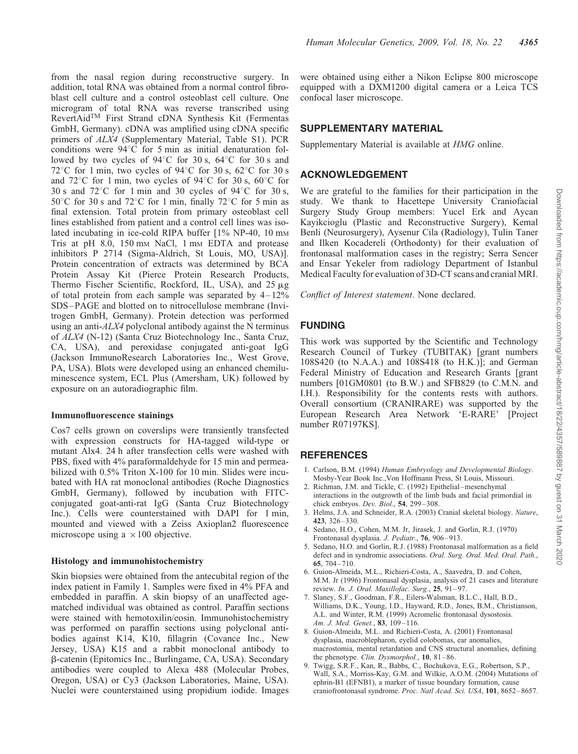from the nasal region during reconstructive surgery. In addition, total RNA was obtained from a normal control fibroblast cell culture and a control osteoblast cell culture. One microgram of total RNA was reverse transcribed using RevertAid™ First Strand cDNA Synthesis Kit (Fermentas GmbH, Germany). cDNA was amplified using cDNA specific primers of *ALX4* (Supplementary Material, Table S1). PCR conditions were 94°C for 5 min as initial denaturation followed by two cycles of 94°C for 30 s, 64°C for 30 s and 72°C for 1 min, two cycles of 94°C for 30 s, 62°C for 30 s and 72°C for 1 min, two cycles of 94°C for 30 s, 60°C for 30 s and 72°C for 1 min and 30 cycles of 94°C for 30 s, 50°C for 30 s and 72°C for 1 min, finally 72°C for 5 min as final extension. Total protein from primary osteoblast cell lines established from patient and a control cell lines was isolated incubating in ice-cold RIPA buffer [1% NP-40, 10 mM Tris at pH 8.0, 150 mM NaCl, 1 mM EDTA and protease inhibitors P 2714 (Sigma-Aldrich, St Louis, MO, USA)]. Protein concentration of extracts was determined by BCA Protein Assay Kit (Pierce Protein Research Products, Thermo Fischer Scientific, Rockford, IL, USA), and 25 μg of total protein from each sample was separated by 4–12% SDS–PAGE and blotted on to nitrocellulose membrane (Invitrogen GmbH, Germany). Protein detection was performed using an anti-*ALX4* polyclonal antibody against the N terminus of *ALX4* (N-12) (Santa Cruz Biotechnology Inc., Santa Cruz, CA, USA), and peroxidase conjugated anti-goat IgG (Jackson ImmunoResearch Laboratories Inc., West Grove, PA, USA). Blots were developed using an enhanced chemiluminescence system, ECL Plus (Amersham, UK) followed by exposure on an autoradiographic film.

### Immunofluorescence stainings

Cos7 cells grown on coverslips were transiently transfected with expression constructs for HA-tagged wild-type or mutant Alx4. 24 h after transfection cells were washed with PBS, fixed with 4% paraformaldehyde for 15 min and permeabilized with 0.5% Triton X-100 for 10 min. Slides were incubated with HA rat monoclonal antibodies (Roche Diagnostics GmbH, Germany), followed by incubation with FITC-conjugated goat-anti-rat IgG (Santa Cruz Biotechnology Inc.). Cells were counterstained with DAPI for 1 min, mounted and viewed with a Zeiss Axioplan2 fluorescence microscope using a ×100 objective.

### Histology and immunohistochemistry

Skin biopsies were obtained from the antecubital region of the index patient in Family 1. Samples were fixed in 4% PFA and embedded in paraffin. A skin biopsy of an unaffected age-matched individual was obtained as control. Paraffin sections were stained with hemotoxilin/eosin. Immunohistochemistry was performed on paraffin sections using polyclonal antibodies against K14, K10, fillagrin (Covance Inc., New Jersey, USA) K15 and a rabbit monoclonal antibody to β-catenin (Epitomics Inc., Burlingame, CA, USA). Secondary antibodies were coupled to Alexa 488 (Molecular Probes, Oregon, USA) or Cy3 (Jackson Laboratories, Maine, USA). Nuclei were counterstained using propidium iodide. Images were obtained using either a Nikon Eclipse 800 microscope equipped with a DXM1200 digital camera or a Leica TCS confocal laser microscope.

## SUPPLEMENTARY MATERIAL

Supplementary Material is available at *HMG* online.

## ACKNOWLEDGEMENT

We are grateful to the families for their participation in the study. We thank to Hacettepe University Craniofacial Surgery Study Group members: Yucel Erk and Aycan Kayikcioglu (Plastic and Reconstructive Surgery), Kemal Benli (Neurosurgery), Aysenur Cila (Radiology), Tulin Taner and Ilken Kocadereli (Orthodonty) for their evaluation of frontonasal malformation cases in the registry; Serra Sencer and Ensar Yekeler from radiology Department of Istanbul Medical Faculty for evaluation of 3D-CT scans and cranial MRI.

*Conflict of Interest statement*. None declared.

## FUNDING

This work was supported by the Scientific and Technology Research Council of Turkey (TUBITAK) [grant numbers 108S420 (to N.A.A.) and 108S418 (to H.K.)]; and German Federal Ministry of Education and Research Grants [grant numbers [01GM0801 (to B.W.) and SFB829 (to C.M.N. and I.H.). Responsibility for the contents rests with authors. Overall consortium (CRANIRARE) was supported by the European Research Area Network 'E-RARE' [Project number R07197KS].

## REFERENCES

1. Carlson, B.M. (1994) *Human Embryology and Developmental Biology*. Mosby-Year Book Inc.,Von Hoffmann Press, St Louis, Missouri.
2. Richman, J.M. and Tickle, C. (1992) Epithelial–mesenchymal interactions in the outgrowth of the limb buds and facial primordial in chick embryos. *Dev. Biol.*, **54**, 299–308.
3. Helms, J.A. and Schneider, R.A. (2003) Cranial skeletal biology. *Nature*, **423**, 326–330.
4. Sedano, H.O., Cohen, M.M. Jr, Jirasek, J. and Gorlin, R.J. (1970) Frontonasal dysplasia. *J. Pediatr.*, **76**, 906–913.
5. Sedano, H.O. and Gorlin, R.J. (1988) Frontonasal malformation as a field defect and in syndromic associations. *Oral. Surg. Oral. Med. Oral. Path.*, **65**, 704–710.
6. Guion-Almeida, M.L., Richieri-Costa, A., Saavedra, D. and Cohen, M.M. Jr (1996) Frontonasal dysplasia, analysis of 21 cases and literature review. *In. J. Oral. Maxillofac. Surg.*, **25**, 91–97.
7. Slaney, S.F., Goodman, F.R., Eilers-Walsman, B.L.C., Hall, B.D., Williams, D.K., Young, I.D., Hayward, R.D., Jones, B.M., Christianson, A.L. and Winter, R.M. (1999) Acromelic frontonasal dysostosis. *Am. J. Med. Genet.*, **83**, 109–116.
8. Guion-Almeida, M.L. and Richieri-Costa, A. (2001) Frontonasal dysplasia, macroblepharon, eyelid colobomas, ear anomalies, macrostomia, mental retardation and CNS structural anomalies, defining the phenotype. *Clin. Dysmorphol.*, **10**, 81–86.
9. Twigg, S.R.F., Kan, R., Babbs, C., Bochukova, E.G., Robertson, S.P., Wall, S.A., Morriss-Kay, G.M. and Wilkie, A.O.M. (2004) Mutations of ephrin-B1 (EFNB1), a marker of tissue boundary formation, cause craniofrontonasal syndrome. *Proc. Natl Acad. Sci. USA*, **101**, 8652–8657.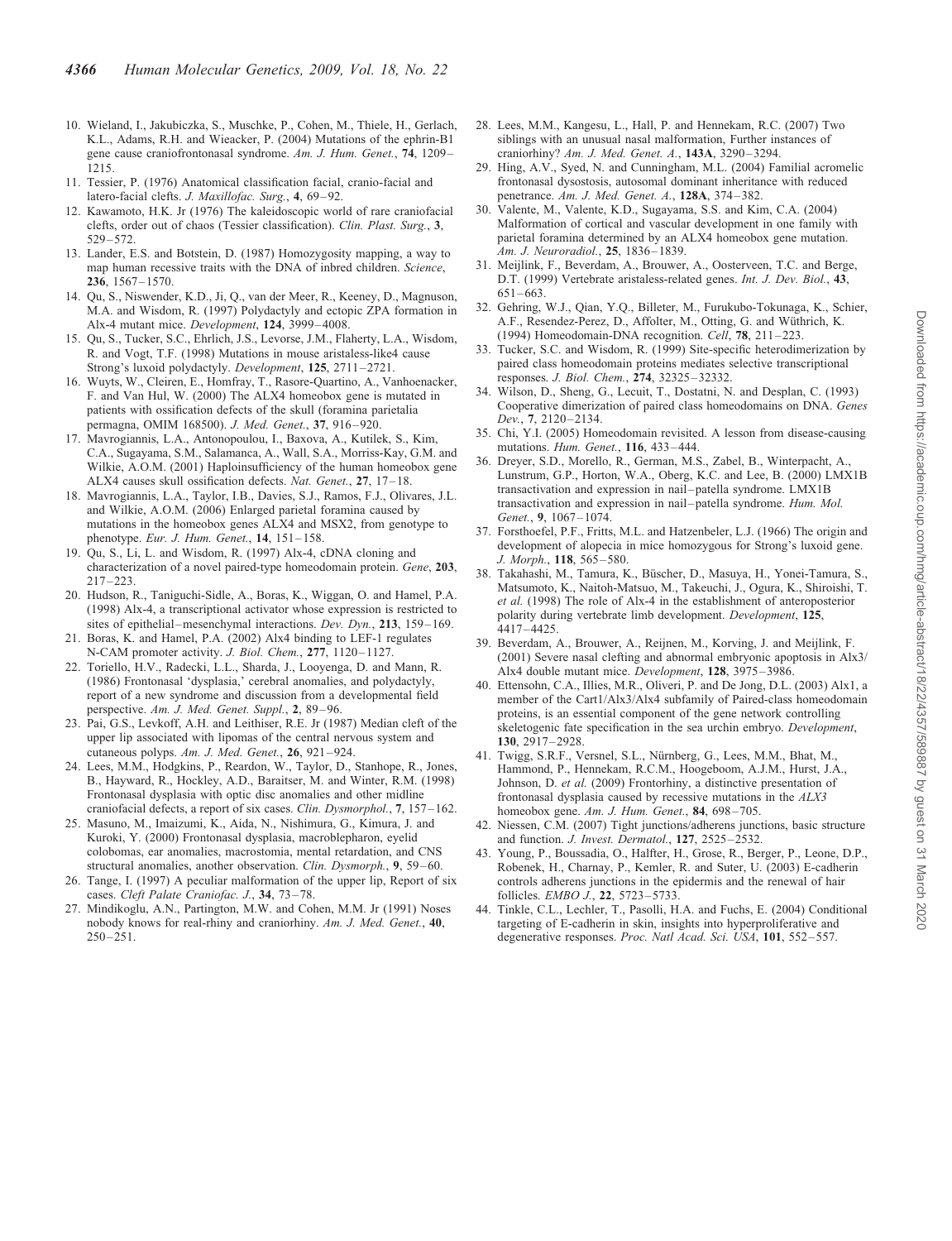10. Wieland, I., Jakubiczka, S., Muschke, P., Cohen, M., Thiele, H., Gerlach, K.L., Adams, R.H. and Wieacker, P. (2004) Mutations of the ephrin-B1 gene cause craniofrontonasal syndrome. *Am. J. Hum. Genet.*, **74**, 1209–1215.
11. Tessier, P. (1976) Anatomical classification facial, cranio-facial and latero-facial clefts. *J. Maxillofac. Surg.*, **4**, 69–92.
12. Kawamoto, H.K. Jr (1976) The kaleidoscopic world of rare craniofacial clefts, order out of chaos (Tessier classification). *Clin. Plast. Surg.*, **3**, 529–572.
13. Lander, E.S. and Botstein, D. (1987) Homozygosity mapping, a way to map human recessive traits with the DNA of inbred children. *Science*, **236**, 1567–1570.
14. Qu, S., Niswender, K.D., Ji, Q., van der Meer, R., Keeney, D., Magnuson, M.A. and Wisdom, R. (1997) Polydactyly and ectopic ZPA formation in Alx-4 mutant mice. *Development*, **124**, 3999–4008.
15. Qu, S., Tucker, S.C., Ehrlich, J.S., Levorse, J.M., Flaherty, L.A., Wisdom, R. and Vogt, T.F. (1998) Mutations in mouse aristaless-like4 cause Strong's luxoid polydactyly. *Development*, **125**, 2711–2721.
16. Wuyts, W., Cleiren, E., Homfray, T., Rasore-Quartino, A., Vanhoenacker, F. and Van Hul, W. (2000) The ALX4 homeobox gene is mutated in patients with ossification defects of the skull (foramina parietalia permagna, OMIM 168500). *J. Med. Genet.*, **37**, 916–920.
17. Mavrogiannis, L.A., Antonopoulou, I., Baxova, A., Kutilek, S., Kim, C.A., Sugayama, S.M., Salamanca, A., Wall, S.A., Morriss-Kay, G.M. and Wilkie, A.O.M. (2001) Haploinsufficiency of the human homeobox gene ALX4 causes skull ossification defects. *Nat. Genet.*, **27**, 17–18.
18. Mavrogiannis, L.A., Taylor, I.B., Davies, S.J., Ramos, F.J., Olivares, J.L. and Wilkie, A.O.M. (2006) Enlarged parietal foramina caused by mutations in the homeobox genes ALX4 and MSX2, from genotype to phenotype. *Eur. J. Hum. Genet.*, **14**, 151–158.
19. Qu, S., Li, L. and Wisdom, R. (1997) Alx-4, cDNA cloning and characterization of a novel paired-type homeodomain protein. *Gene*, **203**, 217–223.
20. Hudson, R., Taniguchi-Sidle, A., Boras, K., Wiggan, O. and Hamel, P.A. (1998) Alx-4, a transcriptional activator whose expression is restricted to sites of epithelial–mesenchymal interactions. *Dev. Dyn.*, **213**, 159–169.
21. Boras, K. and Hamel, P.A. (2002) Alx4 binding to LEF-1 regulates N-CAM promoter activity. *J. Biol. Chem.*, **277**, 1120–1127.
22. Toriello, H.V., Radecki, L.L., Sharda, J., Looyenga, D. and Mann, R. (1986) Frontonasal 'dysplasia,' cerebral anomalies, and polydactyly, report of a new syndrome and discussion from a developmental field perspective. *Am. J. Med. Genet. Suppl.*, **2**, 89–96.
23. Pai, G.S., Levkoff, A.H. and Leithiser, R.E. Jr (1987) Median cleft of the upper lip associated with lipomas of the central nervous system and cutaneous polyps. *Am. J. Med. Genet.*, **26**, 921–924.
24. Lees, M.M., Hodgkins, P., Reardon, W., Taylor, D., Stanhope, R., Jones, B., Hayward, R., Hockley, A.D., Baraitser, M. and Winter, R.M. (1998) Frontonasal dysplasia with optic disc anomalies and other midline craniofacial defects, a report of six cases. *Clin. Dysmorphol.*, **7**, 157–162.
25. Masuno, M., Imaizumi, K., Aida, N., Nishimura, G., Kimura, J. and Kuroki, Y. (2000) Frontonasal dysplasia, macroblepharon, eyelid colobomas, ear anomalies, macrostomia, mental retardation, and CNS structural anomalies, another observation. *Clin. Dysmorph.*, **9**, 59–60.
26. Tange, I. (1997) A peculiar malformation of the upper lip, Report of six cases. *Cleft Palate Craniofac. J.*, **34**, 73–78.
27. Mindikoglu, A.N., Partington, M.W. and Cohen, M.M. Jr (1991) Noses nobody knows for real-rhiny and craniorhiny. *Am. J. Med. Genet.*, **40**, 250–251.
28. Lees, M.M., Kangesu, L., Hall, P. and Hennekam, R.C. (2007) Two siblings with an unusual nasal malformation, Further instances of craniorhiny? *Am. J. Med. Genet. A.*, **143A**, 3290–3294.
29. Hing, A.V., Syed, N. and Cunningham, M.L. (2004) Familial acromelic frontonasal dysostosis, autosomal dominant inheritance with reduced penetrance. *Am. J. Med. Genet. A.*, **128A**, 374–382.
30. Valente, M., Valente, K.D., Sugayama, S.S. and Kim, C.A. (2004) Malformation of cortical and vascular development in one family with parietal foramina determined by an ALX4 homeobox gene mutation. *Am. J. Neuroradiol.*, **25**, 1836–1839.
31. Meijlink, F., Beverdam, A., Brouwer, A., Oosterveen, T.C. and Berge, D.T. (1999) Vertebrate aristaless-related genes. *Int. J. Dev. Biol.*, **43**, 651–663.
32. Gehring, W.J., Qian, Y.Q., Billeter, M., Furukubo-Tokunaga, K., Schier, A.F., Resendez-Perez, D., Affolter, M., Otting, G. and Wüthrich, K. (1994) Homeodomain-DNA recognition. *Cell*, **78**, 211–223.
33. Tucker, S.C. and Wisdom, R. (1999) Site-specific heterodimerization by paired class homeodomain proteins mediates selective transcriptional responses. *J. Biol. Chem.*, **274**, 32325–32332.
34. Wilson, D., Sheng, G., Lecuit, T., Dostatni, N. and Desplan, C. (1993) Cooperative dimerization of paired class homeodomains on DNA. *Genes Dev.*, **7**, 2120–2134.
35. Chi, Y.I. (2005) Homeodomain revisited. A lesson from disease-causing mutations. *Hum. Genet.*, **116**, 433–444.
36. Dreyer, S.D., Morello, R., German, M.S., Zabel, B., Winterpacht, A., Lunstrum, G.P., Horton, W.A., Oberg, K.C. and Lee, B. (2000) LMX1B transactivation and expression in nail–patella syndrome. LMX1B transactivation and expression in nail–patella syndrome. *Hum. Mol. Genet.*, **9**, 1067–1074.
37. Forsthoefel, P.F., Fritts, M.L. and Hatzenbeler, L.J. (1966) The origin and development of alopecia in mice homozygous for Strong's luxoid gene. *J. Morph.*, **118**, 565–580.
38. Takahashi, M., Tamura, K., Büscher, D., Masuya, H., Yonei-Tamura, S., Matsumoto, K., Naitoh-Matsuo, M., Takeuchi, J., Ogura, K., Shiroishi, T. *et al.* (1998) The role of Alx-4 in the establishment of anteroposterior polarity during vertebrate limb development. *Development*, **125**, 4417–4425.
39. Beverdam, A., Brouwer, A., Reijnen, M., Korving, J. and Meijlink, F. (2001) Severe nasal clefting and abnormal embryonic apoptosis in Alx3/Alx4 double mutant mice. *Development*, **128**, 3975–3986.
40. Ettensohn, C.A., Illies, M.R., Oliveri, P. and De Jong, D.L. (2003) Alx1, a member of the Cart1/Alx3/Alx4 subfamily of Paired-class homeodomain proteins, is an essential component of the gene network controlling skeletogenic fate specification in the sea urchin embryo. *Development*, **130**, 2917–2928.
41. Twigg, S.R.F., Versnel, S.L., Nürnberg, G., Lees, M.M., Bhat, M., Hammond, P., Hennekam, R.C.M., Hoogeboom, A.J.M., Hurst, J.A., Johnson, D. *et al.* (2009) Frontorhiny, a distinctive presentation of frontonasal dysplasia caused by recessive mutations in the *ALX3* homeobox gene. *Am. J. Hum. Genet.*, **84**, 698–705.
42. Niessen, C.M. (2007) Tight junctions/adherens junctions, basic structure and function. *J. Invest. Dermatol.*, **127**, 2525–2532.
43. Young, P., Boussadia, O., Halfter, H., Grose, R., Berger, P., Leone, D.P., Robenek, H., Charnay, P., Kemler, R. and Suter, U. (2003) E-cadherin controls adherens junctions in the epidermis and the renewal of hair follicles. *EMBO J.*, **22**, 5723–5733.
44. Tinkle, C.L., Lechler, T., Pasolli, H.A. and Fuchs, E. (2004) Conditional targeting of E-cadherin in skin, insights into hyperproliferative and degenerative responses. *Proc. Natl Acad. Sci. USA*, **101**, 552–557.